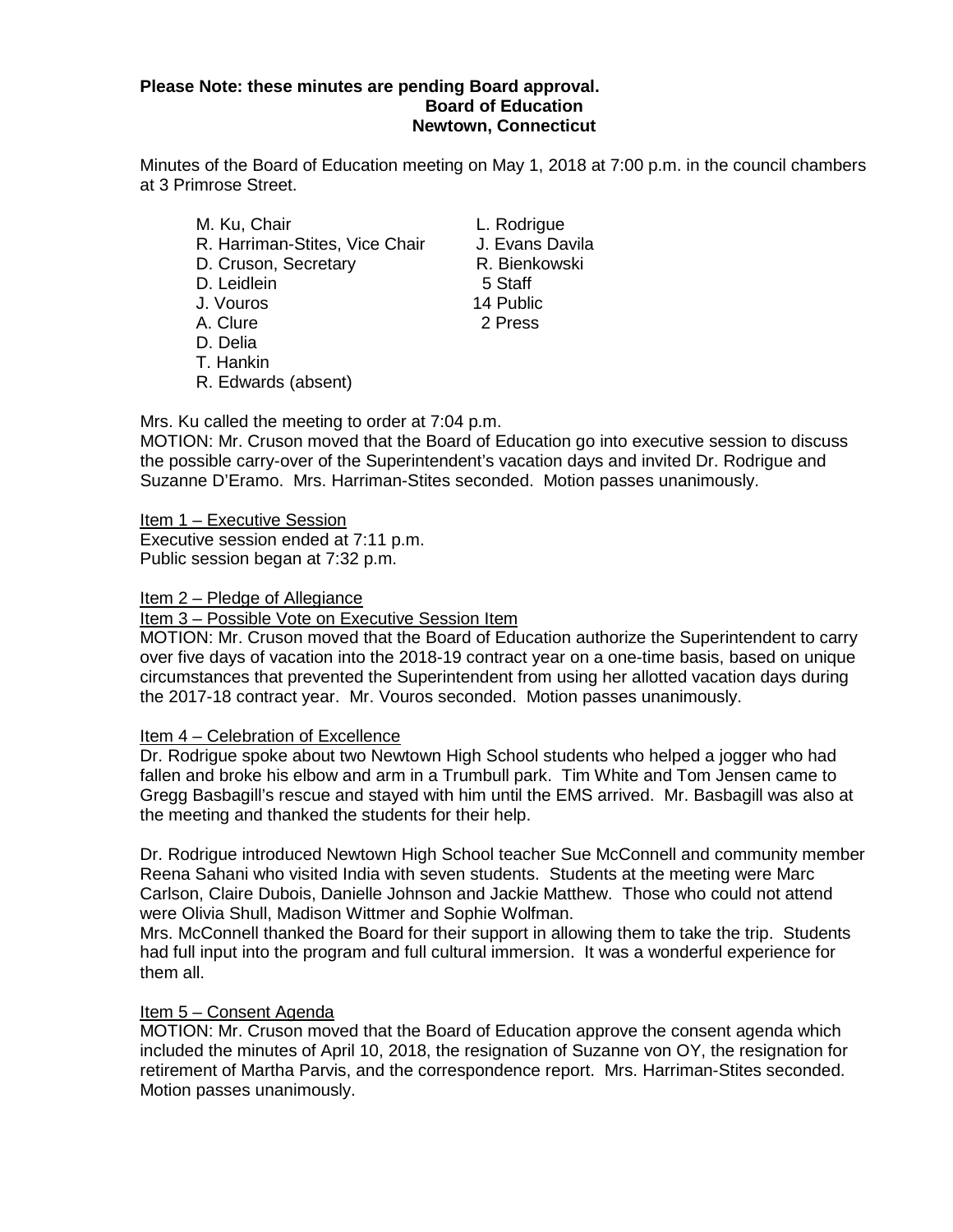**Please Note: these minutes are pending Board approval.**

**Board of Education**
**Newtown, Connecticut**

Minutes of the Board of Education meeting on May 1, 2018 at 7:00 p.m. in the council chambers at 3 Primrose Street.

M. Ku, Chair
R. Harriman-Stites, Vice Chair
D. Cruson, Secretary
D. Leidlein
J. Vouros
A. Clure
D. Delia
T. Hankin
R. Edwards (absent)

L. Rodrigue
J. Evans Davila
R. Bienkowski
5 Staff
14 Public
2 Press

Mrs. Ku called the meeting to order at 7:04 p.m.

MOTION: Mr. Cruson moved that the Board of Education go into executive session to discuss the possible carry-over of the Superintendent's vacation days and invited Dr. Rodrigue and Suzanne D'Eramo. Mrs. Harriman-Stites seconded. Motion passes unanimously.

Item 1 – Executive Session

Executive session ended at 7:11 p.m.
Public session began at 7:32 p.m.

Item 2 – Pledge of Allegiance

Item 3 – Possible Vote on Executive Session Item

MOTION: Mr. Cruson moved that the Board of Education authorize the Superintendent to carry over five days of vacation into the 2018-19 contract year on a one-time basis, based on unique circumstances that prevented the Superintendent from using her allotted vacation days during the 2017-18 contract year. Mr. Vouros seconded. Motion passes unanimously.

Item 4 – Celebration of Excellence

Dr. Rodrigue spoke about two Newtown High School students who helped a jogger who had fallen and broke his elbow and arm in a Trumbull park. Tim White and Tom Jensen came to Gregg Basbagill's rescue and stayed with him until the EMS arrived. Mr. Basbagill was also at the meeting and thanked the students for their help.

Dr. Rodrigue introduced Newtown High School teacher Sue McConnell and community member Reena Sahani who visited India with seven students. Students at the meeting were Marc Carlson, Claire Dubois, Danielle Johnson and Jackie Matthew. Those who could not attend were Olivia Shull, Madison Wittmer and Sophie Wolfman.

Mrs. McConnell thanked the Board for their support in allowing them to take the trip. Students had full input into the program and full cultural immersion. It was a wonderful experience for them all.

Item 5 – Consent Agenda

MOTION: Mr. Cruson moved that the Board of Education approve the consent agenda which included the minutes of April 10, 2018, the resignation of Suzanne von OY, the resignation for retirement of Martha Parvis, and the correspondence report. Mrs. Harriman-Stites seconded. Motion passes unanimously.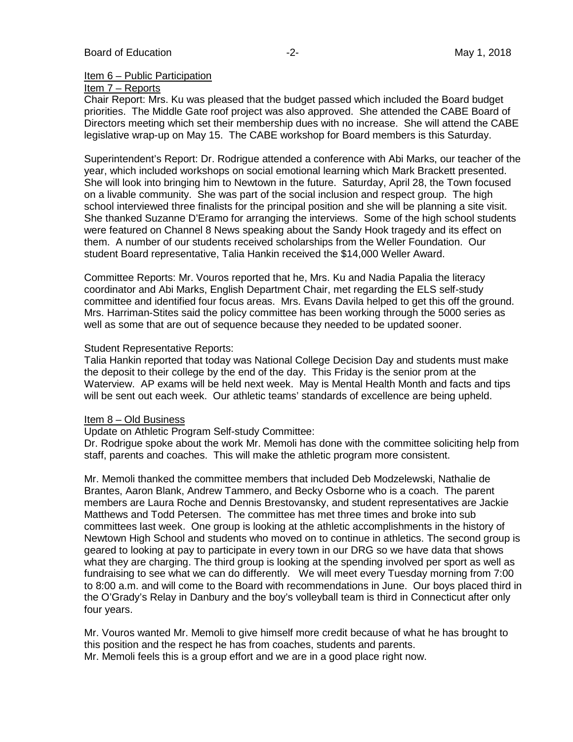Item 6 – Public Participation

Item 7 – Reports

Chair Report: Mrs. Ku was pleased that the budget passed which included the Board budget priorities. The Middle Gate roof project was also approved. She attended the CABE Board of Directors meeting which set their membership dues with no increase. She will attend the CABE legislative wrap-up on May 15. The CABE workshop for Board members is this Saturday.

Superintendent's Report: Dr. Rodrigue attended a conference with Abi Marks, our teacher of the year, which included workshops on social emotional learning which Mark Brackett presented. She will look into bringing him to Newtown in the future. Saturday, April 28, the Town focused on a livable community. She was part of the social inclusion and respect group. The high school interviewed three finalists for the principal position and she will be planning a site visit. She thanked Suzanne D'Eramo for arranging the interviews. Some of the high school students were featured on Channel 8 News speaking about the Sandy Hook tragedy and its effect on them. A number of our students received scholarships from the Weller Foundation. Our student Board representative, Talia Hankin received the $14,000 Weller Award.

Committee Reports: Mr. Vouros reported that he, Mrs. Ku and Nadia Papalia the literacy coordinator and Abi Marks, English Department Chair, met regarding the ELS self-study committee and identified four focus areas. Mrs. Evans Davila helped to get this off the ground. Mrs. Harriman-Stites said the policy committee has been working through the 5000 series as well as some that are out of sequence because they needed to be updated sooner.

Student Representative Reports:

Talia Hankin reported that today was National College Decision Day and students must make the deposit to their college by the end of the day. This Friday is the senior prom at the Waterview. AP exams will be held next week. May is Mental Health Month and facts and tips will be sent out each week. Our athletic teams' standards of excellence are being upheld.

Item 8 – Old Business

Update on Athletic Program Self-study Committee:

Dr. Rodrigue spoke about the work Mr. Memoli has done with the committee soliciting help from staff, parents and coaches. This will make the athletic program more consistent.

Mr. Memoli thanked the committee members that included Deb Modzelewski, Nathalie de Brantes, Aaron Blank, Andrew Tammero, and Becky Osborne who is a coach. The parent members are Laura Roche and Dennis Brestovansky, and student representatives are Jackie Matthews and Todd Petersen. The committee has met three times and broke into sub committees last week. One group is looking at the athletic accomplishments in the history of Newtown High School and students who moved on to continue in athletics. The second group is geared to looking at pay to participate in every town in our DRG so we have data that shows what they are charging. The third group is looking at the spending involved per sport as well as fundraising to see what we can do differently. We will meet every Tuesday morning from 7:00 to 8:00 a.m. and will come to the Board with recommendations in June. Our boys placed third in the O'Grady's Relay in Danbury and the boy's volleyball team is third in Connecticut after only four years.

Mr. Vouros wanted Mr. Memoli to give himself more credit because of what he has brought to this position and the respect he has from coaches, students and parents.
Mr. Memoli feels this is a group effort and we are in a good place right now.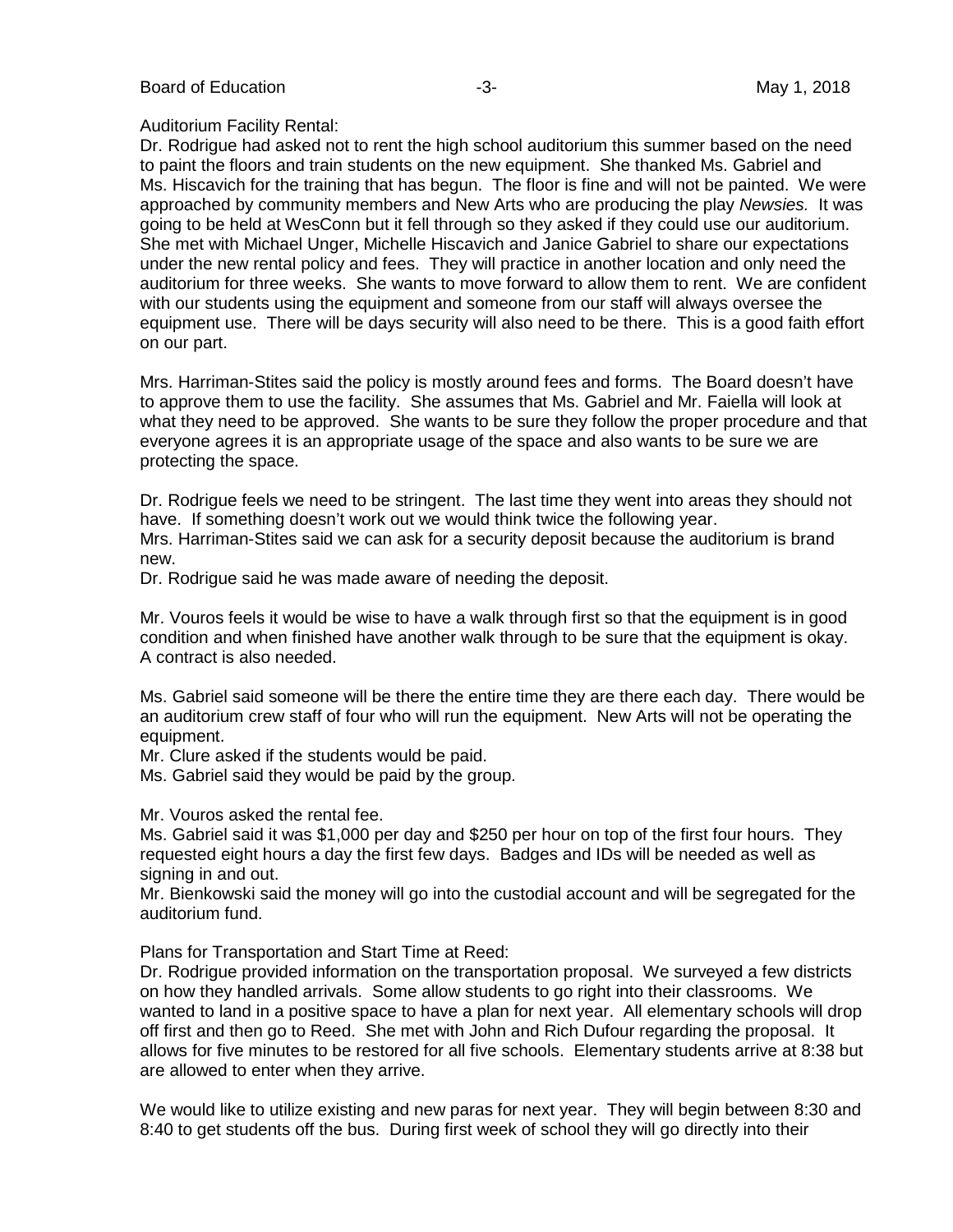Auditorium Facility Rental:
Dr. Rodrigue had asked not to rent the high school auditorium this summer based on the need to paint the floors and train students on the new equipment. She thanked Ms. Gabriel and Ms. Hiscavich for the training that has begun. The floor is fine and will not be painted. We were approached by community members and New Arts who are producing the play *Newsies.* It was going to be held at WesConn but it fell through so they asked if they could use our auditorium. She met with Michael Unger, Michelle Hiscavich and Janice Gabriel to share our expectations under the new rental policy and fees. They will practice in another location and only need the auditorium for three weeks. She wants to move forward to allow them to rent. We are confident with our students using the equipment and someone from our staff will always oversee the equipment use. There will be days security will also need to be there. This is a good faith effort on our part.

Mrs. Harriman-Stites said the policy is mostly around fees and forms. The Board doesn't have to approve them to use the facility. She assumes that Ms. Gabriel and Mr. Faiella will look at what they need to be approved. She wants to be sure they follow the proper procedure and that everyone agrees it is an appropriate usage of the space and also wants to be sure we are protecting the space.

Dr. Rodrigue feels we need to be stringent. The last time they went into areas they should not have. If something doesn't work out we would think twice the following year.
Mrs. Harriman-Stites said we can ask for a security deposit because the auditorium is brand new.
Dr. Rodrigue said he was made aware of needing the deposit.

Mr. Vouros feels it would be wise to have a walk through first so that the equipment is in good condition and when finished have another walk through to be sure that the equipment is okay. A contract is also needed.

Ms. Gabriel said someone will be there the entire time they are there each day. There would be an auditorium crew staff of four who will run the equipment. New Arts will not be operating the equipment.
Mr. Clure asked if the students would be paid.
Ms. Gabriel said they would be paid by the group.

Mr. Vouros asked the rental fee.
Ms. Gabriel said it was $1,000 per day and $250 per hour on top of the first four hours. They requested eight hours a day the first few days. Badges and IDs will be needed as well as signing in and out.
Mr. Bienkowski said the money will go into the custodial account and will be segregated for the auditorium fund.

Plans for Transportation and Start Time at Reed:
Dr. Rodrigue provided information on the transportation proposal. We surveyed a few districts on how they handled arrivals. Some allow students to go right into their classrooms. We wanted to land in a positive space to have a plan for next year. All elementary schools will drop off first and then go to Reed. She met with John and Rich Dufour regarding the proposal. It allows for five minutes to be restored for all five schools. Elementary students arrive at 8:38 but are allowed to enter when they arrive.

We would like to utilize existing and new paras for next year. They will begin between 8:30 and 8:40 to get students off the bus. During first week of school they will go directly into their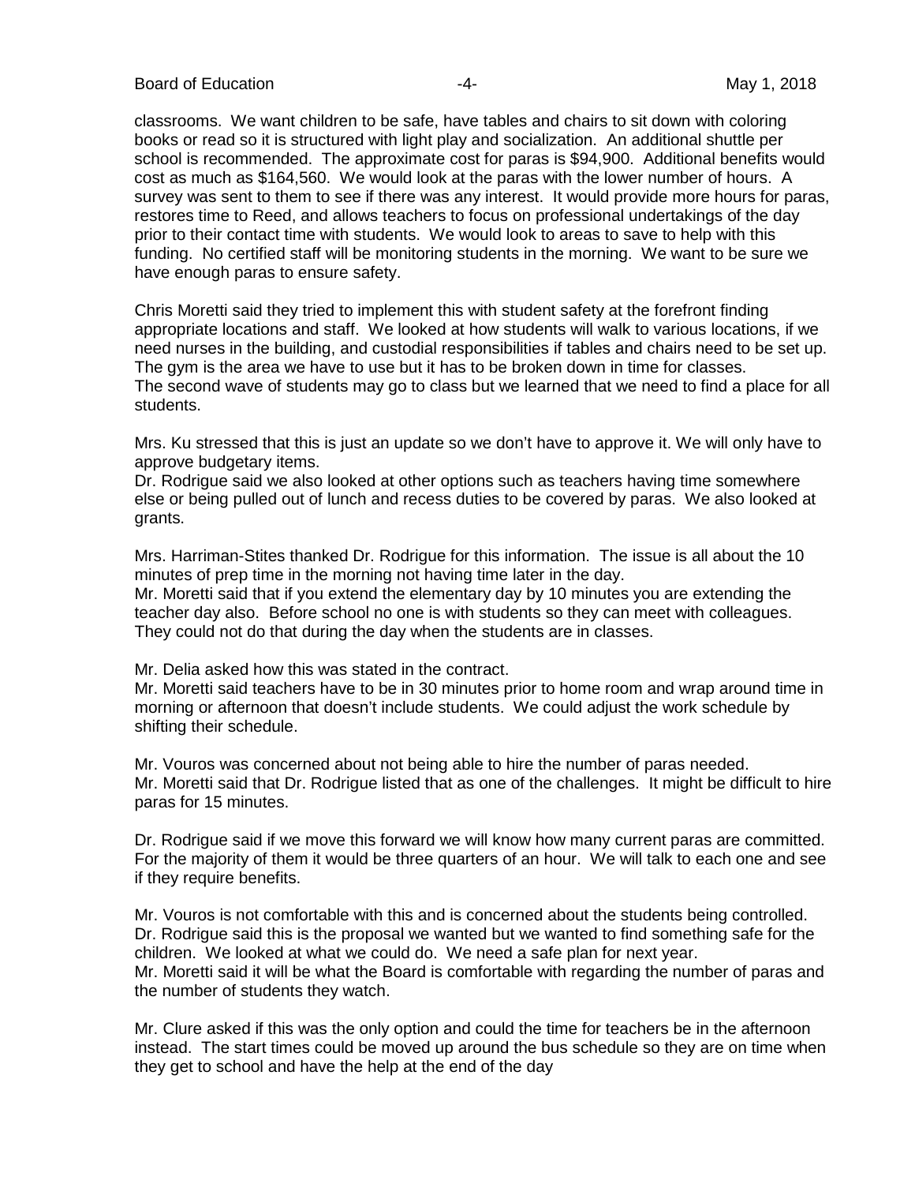classrooms. We want children to be safe, have tables and chairs to sit down with coloring books or read so it is structured with light play and socialization. An additional shuttle per school is recommended. The approximate cost for paras is $94,900. Additional benefits would cost as much as $164,560. We would look at the paras with the lower number of hours. A survey was sent to them to see if there was any interest. It would provide more hours for paras, restores time to Reed, and allows teachers to focus on professional undertakings of the day prior to their contact time with students. We would look to areas to save to help with this funding. No certified staff will be monitoring students in the morning. We want to be sure we have enough paras to ensure safety.

Chris Moretti said they tried to implement this with student safety at the forefront finding appropriate locations and staff. We looked at how students will walk to various locations, if we need nurses in the building, and custodial responsibilities if tables and chairs need to be set up. The gym is the area we have to use but it has to be broken down in time for classes. The second wave of students may go to class but we learned that we need to find a place for all students.

Mrs. Ku stressed that this is just an update so we don't have to approve it. We will only have to approve budgetary items.

Dr. Rodrigue said we also looked at other options such as teachers having time somewhere else or being pulled out of lunch and recess duties to be covered by paras. We also looked at grants.

Mrs. Harriman-Stites thanked Dr. Rodrigue for this information. The issue is all about the 10 minutes of prep time in the morning not having time later in the day.

Mr. Moretti said that if you extend the elementary day by 10 minutes you are extending the teacher day also. Before school no one is with students so they can meet with colleagues. They could not do that during the day when the students are in classes.

Mr. Delia asked how this was stated in the contract.

Mr. Moretti said teachers have to be in 30 minutes prior to home room and wrap around time in morning or afternoon that doesn't include students. We could adjust the work schedule by shifting their schedule.

Mr. Vouros was concerned about not being able to hire the number of paras needed.

Mr. Moretti said that Dr. Rodrigue listed that as one of the challenges. It might be difficult to hire paras for 15 minutes.

Dr. Rodrigue said if we move this forward we will know how many current paras are committed. For the majority of them it would be three quarters of an hour. We will talk to each one and see if they require benefits.

Mr. Vouros is not comfortable with this and is concerned about the students being controlled.

Dr. Rodrigue said this is the proposal we wanted but we wanted to find something safe for the children. We looked at what we could do. We need a safe plan for next year.

Mr. Moretti said it will be what the Board is comfortable with regarding the number of paras and the number of students they watch.

Mr. Clure asked if this was the only option and could the time for teachers be in the afternoon instead. The start times could be moved up around the bus schedule so they are on time when they get to school and have the help at the end of the day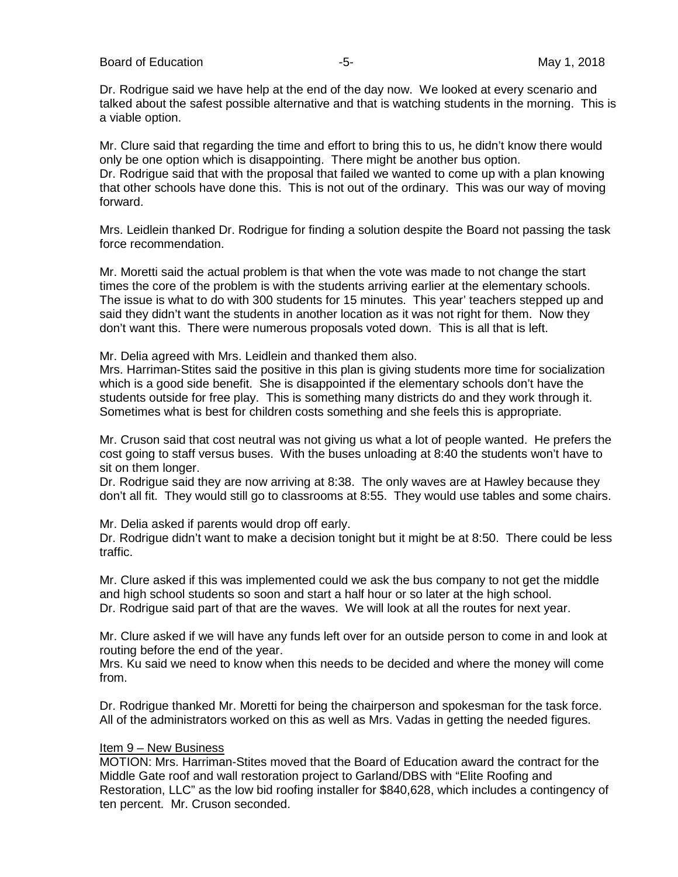Dr. Rodrigue said we have help at the end of the day now. We looked at every scenario and talked about the safest possible alternative and that is watching students in the morning. This is a viable option.

Mr. Clure said that regarding the time and effort to bring this to us, he didn't know there would only be one option which is disappointing. There might be another bus option.
Dr. Rodrigue said that with the proposal that failed we wanted to come up with a plan knowing that other schools have done this. This is not out of the ordinary. This was our way of moving forward.

Mrs. Leidlein thanked Dr. Rodrigue for finding a solution despite the Board not passing the task force recommendation.

Mr. Moretti said the actual problem is that when the vote was made to not change the start times the core of the problem is with the students arriving earlier at the elementary schools. The issue is what to do with 300 students for 15 minutes. This year' teachers stepped up and said they didn't want the students in another location as it was not right for them. Now they don't want this. There were numerous proposals voted down. This is all that is left.

Mr. Delia agreed with Mrs. Leidlein and thanked them also.
Mrs. Harriman-Stites said the positive in this plan is giving students more time for socialization which is a good side benefit. She is disappointed if the elementary schools don't have the students outside for free play. This is something many districts do and they work through it. Sometimes what is best for children costs something and she feels this is appropriate.

Mr. Cruson said that cost neutral was not giving us what a lot of people wanted. He prefers the cost going to staff versus buses. With the buses unloading at 8:40 the students won't have to sit on them longer.
Dr. Rodrigue said they are now arriving at 8:38. The only waves are at Hawley because they don't all fit. They would still go to classrooms at 8:55. They would use tables and some chairs.

Mr. Delia asked if parents would drop off early.
Dr. Rodrigue didn't want to make a decision tonight but it might be at 8:50. There could be less traffic.

Mr. Clure asked if this was implemented could we ask the bus company to not get the middle and high school students so soon and start a half hour or so later at the high school.
Dr. Rodrigue said part of that are the waves. We will look at all the routes for next year.

Mr. Clure asked if we will have any funds left over for an outside person to come in and look at routing before the end of the year.
Mrs. Ku said we need to know when this needs to be decided and where the money will come from.

Dr. Rodrigue thanked Mr. Moretti for being the chairperson and spokesman for the task force. All of the administrators worked on this as well as Mrs. Vadas in getting the needed figures.

Item 9 – New Business

MOTION: Mrs. Harriman-Stites moved that the Board of Education award the contract for the Middle Gate roof and wall restoration project to Garland/DBS with "Elite Roofing and Restoration, LLC" as the low bid roofing installer for $840,628, which includes a contingency of ten percent. Mr. Cruson seconded.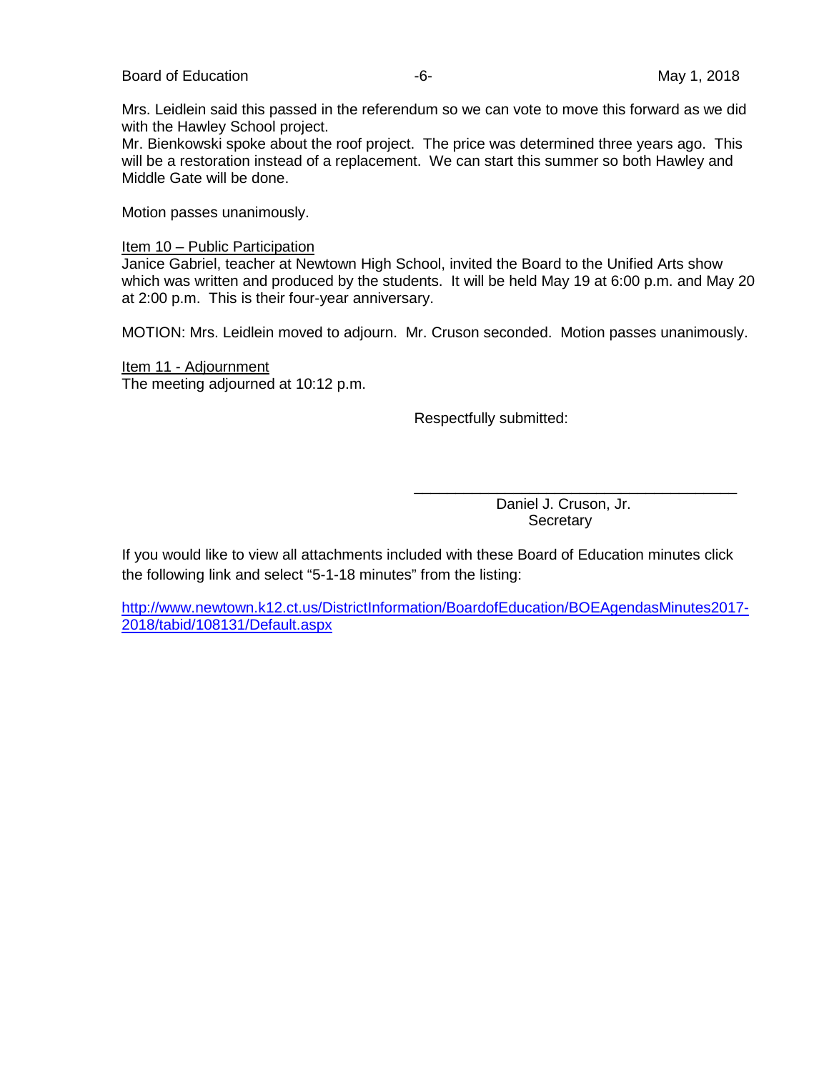Mrs. Leidlein said this passed in the referendum so we can vote to move this forward as we did with the Hawley School project.
Mr. Bienkowski spoke about the roof project. The price was determined three years ago. This will be a restoration instead of a replacement. We can start this summer so both Hawley and Middle Gate will be done.

Motion passes unanimously.

Item 10 – Public Participation
Janice Gabriel, teacher at Newtown High School, invited the Board to the Unified Arts show which was written and produced by the students. It will be held May 19 at 6:00 p.m. and May 20 at 2:00 p.m. This is their four-year anniversary.

MOTION: Mrs. Leidlein moved to adjourn. Mr. Cruson seconded. Motion passes unanimously.

Item 11 - Adjournment
The meeting adjourned at 10:12 p.m.

Respectfully submitted:

\_\_\_\_\_\_\_\_\_\_\_\_\_\_\_\_\_\_\_\_\_\_\_\_\_\_\_\_\_\_\_\_\_\_\_\_\_\_

Daniel J. Cruson, Jr.
Secretary

If you would like to view all attachments included with these Board of Education minutes click the following link and select "5-1-18 minutes" from the listing:

http://www.newtown.k12.ct.us/DistrictInformation/BoardofEducation/BOEAgendasMinutes2017-2018/tabid/108131/Default.aspx